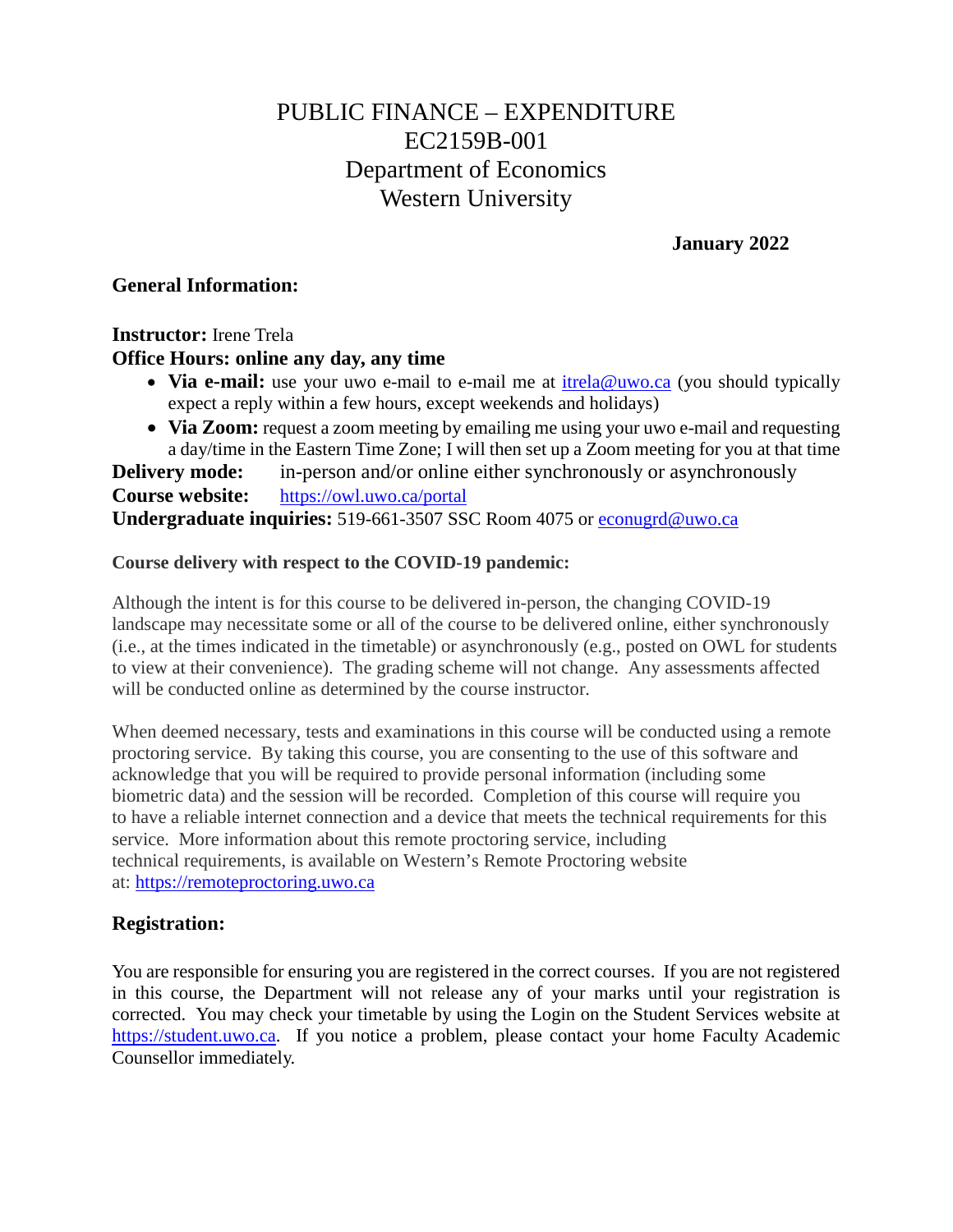# PUBLIC FINANCE – EXPENDITURE
# EC2159B-001
# Department of Economics
# Western University

**January 2022**

## General Information:

**Instructor:** Irene Trela

**Office Hours: online any day, any time**

- **Via e-mail:** use your uwo e-mail to e-mail me at itrela@uwo.ca (you should typically expect a reply within a few hours, except weekends and holidays)
- **Via Zoom:** request a zoom meeting by emailing me using your uwo e-mail and requesting a day/time in the Eastern Time Zone; I will then set up a Zoom meeting for you at that time

**Delivery mode:** in-person and/or online either synchronously or asynchronously

**Course website:** https://owl.uwo.ca/portal

**Undergraduate inquiries:** 519-661-3507 SSC Room 4075 or econugrd@uwo.ca

**Course delivery with respect to the COVID-19 pandemic:**

Although the intent is for this course to be delivered in-person, the changing COVID-19 landscape may necessitate some or all of the course to be delivered online, either synchronously (i.e., at the times indicated in the timetable) or asynchronously (e.g., posted on OWL for students to view at their convenience). The grading scheme will not change. Any assessments affected will be conducted online as determined by the course instructor.

When deemed necessary, tests and examinations in this course will be conducted using a remote proctoring service. By taking this course, you are consenting to the use of this software and acknowledge that you will be required to provide personal information (including some biometric data) and the session will be recorded. Completion of this course will require you to have a reliable internet connection and a device that meets the technical requirements for this service. More information about this remote proctoring service, including technical requirements, is available on Western's Remote Proctoring website at: https://remoteproctoring.uwo.ca

## Registration:

You are responsible for ensuring you are registered in the correct courses. If you are not registered in this course, the Department will not release any of your marks until your registration is corrected. You may check your timetable by using the Login on the Student Services website at https://student.uwo.ca. If you notice a problem, please contact your home Faculty Academic Counsellor immediately.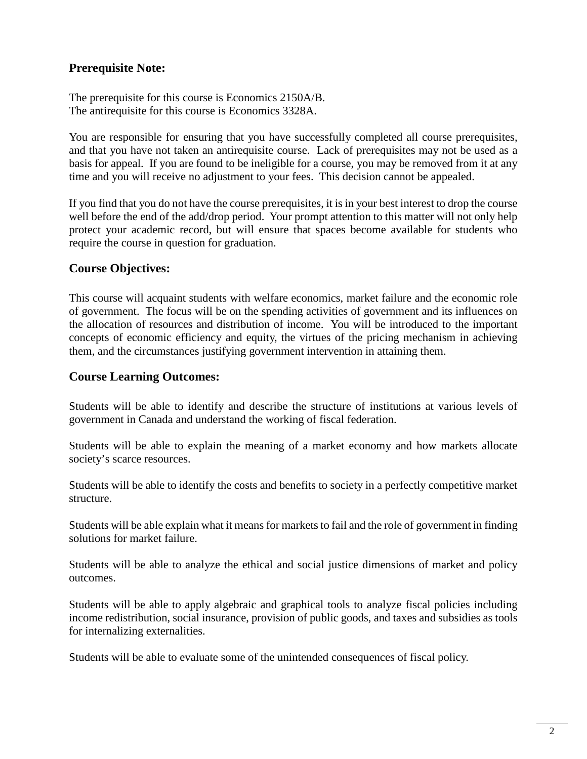## Prerequisite Note:

The prerequisite for this course is Economics 2150A/B.
The antirequisite for this course is Economics 3328A.

You are responsible for ensuring that you have successfully completed all course prerequisites, and that you have not taken an antirequisite course. Lack of prerequisites may not be used as a basis for appeal. If you are found to be ineligible for a course, you may be removed from it at any time and you will receive no adjustment to your fees. This decision cannot be appealed.

If you find that you do not have the course prerequisites, it is in your best interest to drop the course well before the end of the add/drop period. Your prompt attention to this matter will not only help protect your academic record, but will ensure that spaces become available for students who require the course in question for graduation.

## Course Objectives:

This course will acquaint students with welfare economics, market failure and the economic role of government. The focus will be on the spending activities of government and its influences on the allocation of resources and distribution of income. You will be introduced to the important concepts of economic efficiency and equity, the virtues of the pricing mechanism in achieving them, and the circumstances justifying government intervention in attaining them.

## Course Learning Outcomes:

Students will be able to identify and describe the structure of institutions at various levels of government in Canada and understand the working of fiscal federation.

Students will be able to explain the meaning of a market economy and how markets allocate society's scarce resources.

Students will be able to identify the costs and benefits to society in a perfectly competitive market structure.

Students will be able explain what it means for markets to fail and the role of government in finding solutions for market failure.

Students will be able to analyze the ethical and social justice dimensions of market and policy outcomes.

Students will be able to apply algebraic and graphical tools to analyze fiscal policies including income redistribution, social insurance, provision of public goods, and taxes and subsidies as tools for internalizing externalities.

Students will be able to evaluate some of the unintended consequences of fiscal policy.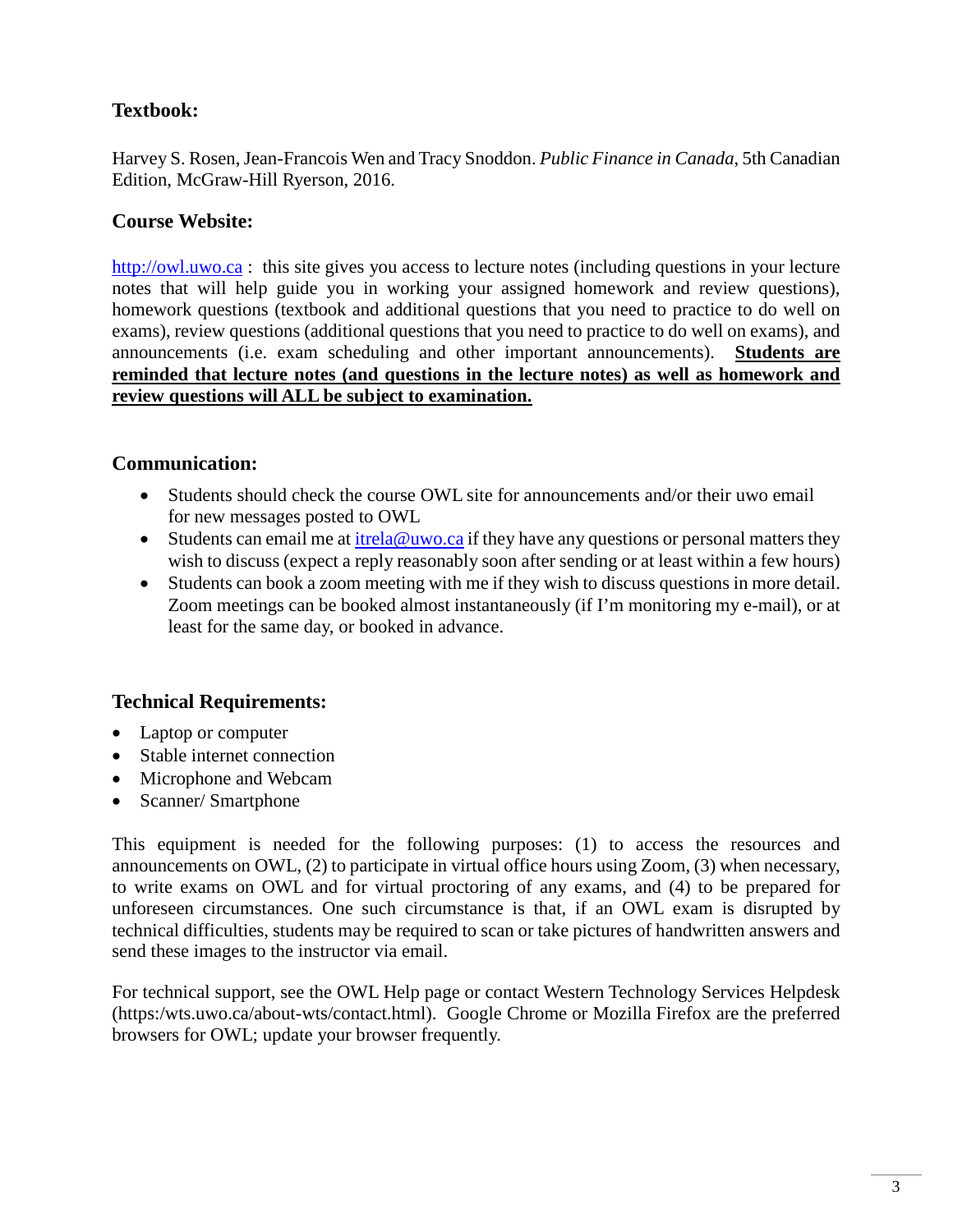### Textbook:

Harvey S. Rosen, Jean-Francois Wen and Tracy Snoddon. *Public Finance in Canada*, 5th Canadian Edition, McGraw-Hill Ryerson, 2016.

### Course Website:

http://owl.uwo.ca : this site gives you access to lecture notes (including questions in your lecture notes that will help guide you in working your assigned homework and review questions), homework questions (textbook and additional questions that you need to practice to do well on exams), review questions (additional questions that you need to practice to do well on exams), and announcements (i.e. exam scheduling and other important announcements). **Students are reminded that lecture notes (and questions in the lecture notes) as well as homework and review questions will ALL be subject to examination.**

### Communication:

- Students should check the course OWL site for announcements and/or their uwo email for new messages posted to OWL
- Students can email me at itrela@uwo.ca if they have any questions or personal matters they wish to discuss (expect a reply reasonably soon after sending or at least within a few hours)
- Students can book a zoom meeting with me if they wish to discuss questions in more detail. Zoom meetings can be booked almost instantaneously (if I'm monitoring my e-mail), or at least for the same day, or booked in advance.

### Technical Requirements:

- Laptop or computer
- Stable internet connection
- Microphone and Webcam
- Scanner/ Smartphone

This equipment is needed for the following purposes: (1) to access the resources and announcements on OWL, (2) to participate in virtual office hours using Zoom, (3) when necessary, to write exams on OWL and for virtual proctoring of any exams, and (4) to be prepared for unforeseen circumstances. One such circumstance is that, if an OWL exam is disrupted by technical difficulties, students may be required to scan or take pictures of handwritten answers and send these images to the instructor via email.

For technical support, see the OWL Help page or contact Western Technology Services Helpdesk (https:/wts.uwo.ca/about-wts/contact.html). Google Chrome or Mozilla Firefox are the preferred browsers for OWL; update your browser frequently.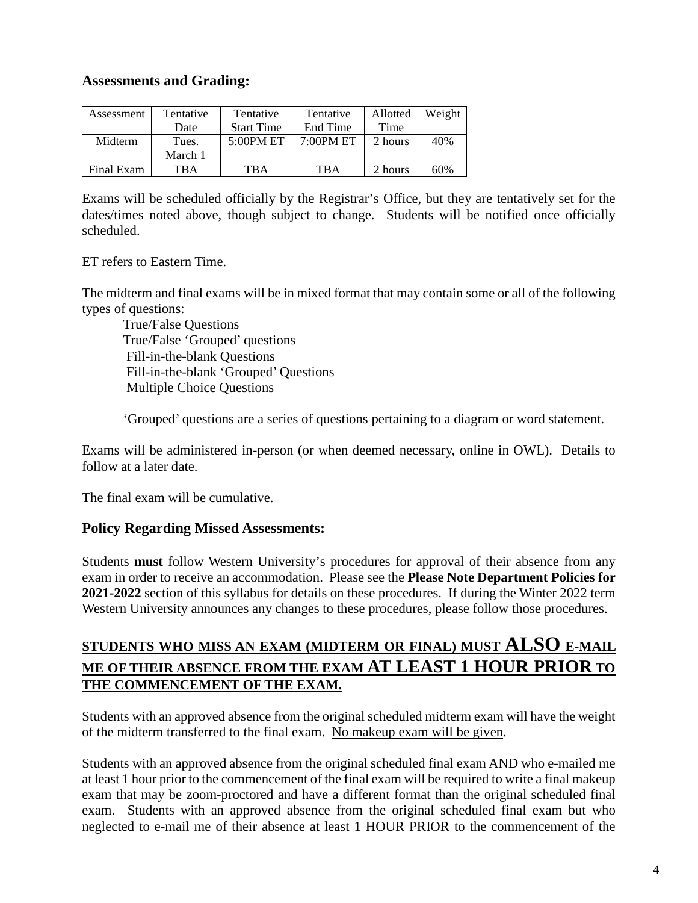### Assessments and Grading:

| Assessment | Tentative Date | Tentative Start Time | Tentative End Time | Allotted Time | Weight |
|---|---|---|---|---|---|
| Midterm | Tues. March 1 | 5:00PM ET | 7:00PM ET | 2 hours | 40% |
| Final Exam | TBA | TBA | TBA | 2 hours | 60% |

Exams will be scheduled officially by the Registrar's Office, but they are tentatively set for the dates/times noted above, though subject to change. Students will be notified once officially scheduled.

ET refers to Eastern Time.

The midterm and final exams will be in mixed format that may contain some or all of the following types of questions:

- True/False Questions
- True/False 'Grouped' questions
- Fill-in-the-blank Questions
- Fill-in-the-blank 'Grouped' Questions
- Multiple Choice Questions

'Grouped' questions are a series of questions pertaining to a diagram or word statement.

Exams will be administered in-person (or when deemed necessary, online in OWL). Details to follow at a later date.

The final exam will be cumulative.

### Policy Regarding Missed Assessments:

Students **must** follow Western University's procedures for approval of their absence from any exam in order to receive an accommodation. Please see the **Please Note Department Policies for 2021-2022** section of this syllabus for details on these procedures. If during the Winter 2022 term Western University announces any changes to these procedures, please follow those procedures.

**<u>STUDENTS WHO MISS AN EXAM (MIDTERM OR FINAL) MUST ALSO E-MAIL ME OF THEIR ABSENCE FROM THE EXAM AT LEAST 1 HOUR PRIOR TO THE COMMENCEMENT OF THE EXAM.</u>**

Students with an approved absence from the original scheduled midterm exam will have the weight of the midterm transferred to the final exam. <u>No makeup exam will be given</u>.

Students with an approved absence from the original scheduled final exam AND who e-mailed me at least 1 hour prior to the commencement of the final exam will be required to write a final makeup exam that may be zoom-proctored and have a different format than the original scheduled final exam. Students with an approved absence from the original scheduled final exam but who neglected to e-mail me of their absence at least 1 HOUR PRIOR to the commencement of the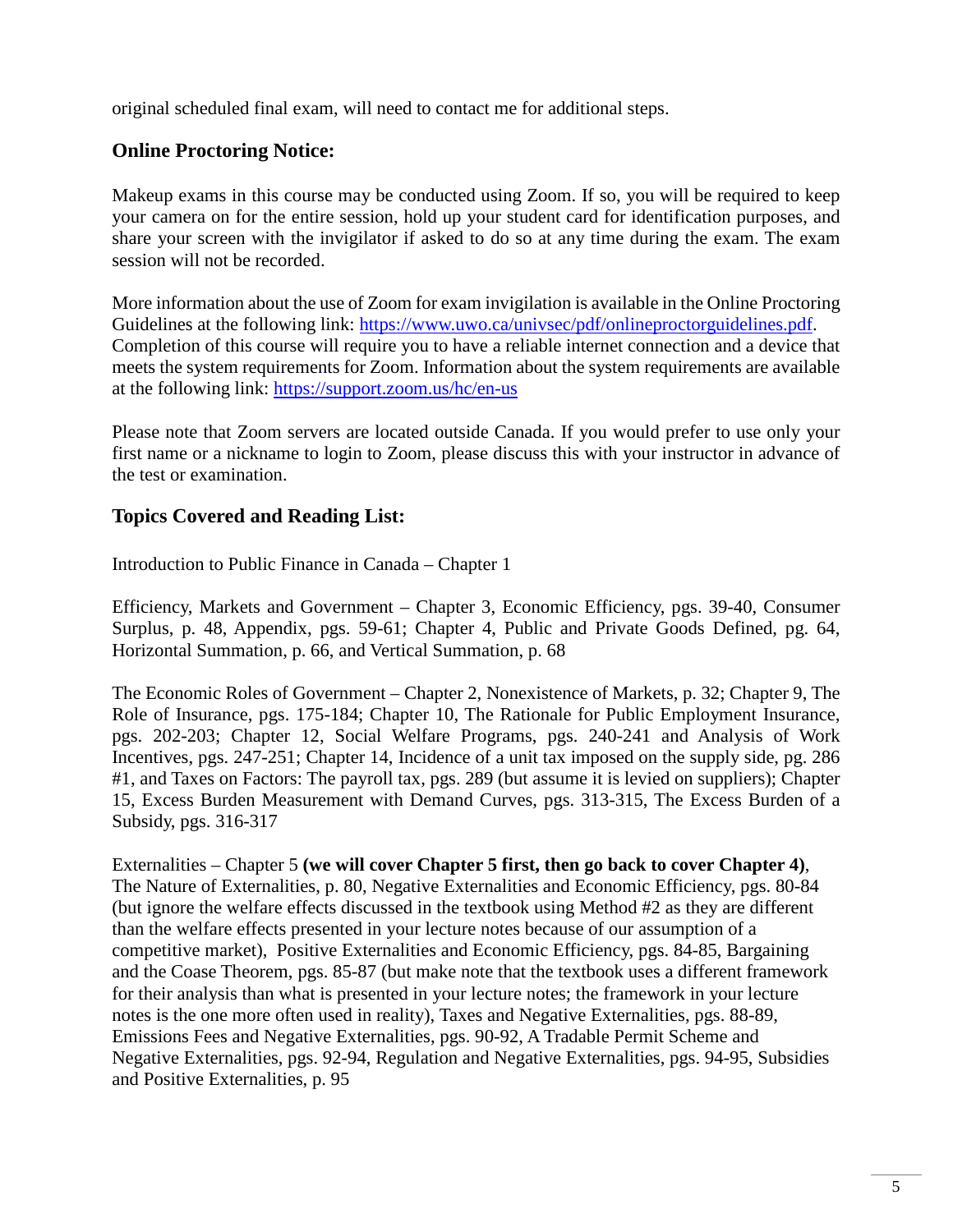original scheduled final exam, will need to contact me for additional steps.

## Online Proctoring Notice:

Makeup exams in this course may be conducted using Zoom. If so, you will be required to keep your camera on for the entire session, hold up your student card for identification purposes, and share your screen with the invigilator if asked to do so at any time during the exam. The exam session will not be recorded.

More information about the use of Zoom for exam invigilation is available in the Online Proctoring Guidelines at the following link: https://www.uwo.ca/univsec/pdf/onlineproctorguidelines.pdf. Completion of this course will require you to have a reliable internet connection and a device that meets the system requirements for Zoom. Information about the system requirements are available at the following link: https://support.zoom.us/hc/en-us

Please note that Zoom servers are located outside Canada. If you would prefer to use only your first name or a nickname to login to Zoom, please discuss this with your instructor in advance of the test or examination.

## Topics Covered and Reading List:

Introduction to Public Finance in Canada – Chapter 1

Efficiency, Markets and Government – Chapter 3, Economic Efficiency, pgs. 39-40, Consumer Surplus, p. 48, Appendix, pgs. 59-61; Chapter 4, Public and Private Goods Defined, pg. 64, Horizontal Summation, p. 66, and Vertical Summation, p. 68

The Economic Roles of Government – Chapter 2, Nonexistence of Markets, p. 32; Chapter 9, The Role of Insurance, pgs. 175-184; Chapter 10, The Rationale for Public Employment Insurance, pgs. 202-203; Chapter 12, Social Welfare Programs, pgs. 240-241 and Analysis of Work Incentives, pgs. 247-251; Chapter 14, Incidence of a unit tax imposed on the supply side, pg. 286 #1, and Taxes on Factors: The payroll tax, pgs. 289 (but assume it is levied on suppliers); Chapter 15, Excess Burden Measurement with Demand Curves, pgs. 313-315, The Excess Burden of a Subsidy, pgs. 316-317

Externalities – Chapter 5 **(we will cover Chapter 5 first, then go back to cover Chapter 4)**, The Nature of Externalities, p. 80, Negative Externalities and Economic Efficiency, pgs. 80-84 (but ignore the welfare effects discussed in the textbook using Method #2 as they are different than the welfare effects presented in your lecture notes because of our assumption of a competitive market), Positive Externalities and Economic Efficiency, pgs. 84-85, Bargaining and the Coase Theorem, pgs. 85-87 (but make note that the textbook uses a different framework for their analysis than what is presented in your lecture notes; the framework in your lecture notes is the one more often used in reality), Taxes and Negative Externalities, pgs. 88-89, Emissions Fees and Negative Externalities, pgs. 90-92, A Tradable Permit Scheme and Negative Externalities, pgs. 92-94, Regulation and Negative Externalities, pgs. 94-95, Subsidies and Positive Externalities, p. 95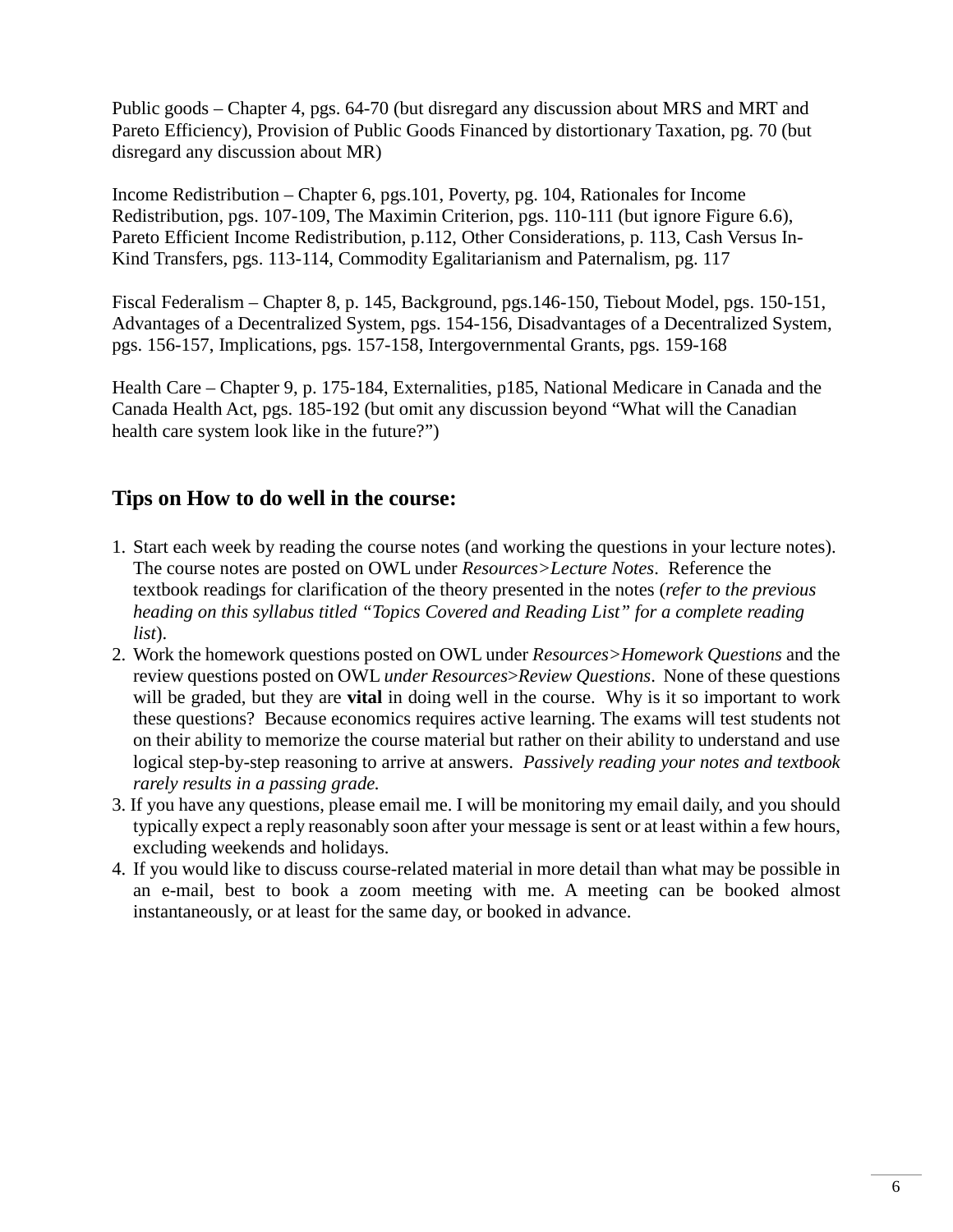Public goods – Chapter 4, pgs. 64-70 (but disregard any discussion about MRS and MRT and Pareto Efficiency), Provision of Public Goods Financed by distortionary Taxation, pg. 70 (but disregard any discussion about MR)

Income Redistribution – Chapter 6, pgs.101, Poverty, pg. 104, Rationales for Income Redistribution, pgs. 107-109, The Maximin Criterion, pgs. 110-111 (but ignore Figure 6.6), Pareto Efficient Income Redistribution, p.112, Other Considerations, p. 113, Cash Versus In-Kind Transfers, pgs. 113-114, Commodity Egalitarianism and Paternalism, pg. 117

Fiscal Federalism – Chapter 8, p. 145, Background, pgs.146-150, Tiebout Model, pgs. 150-151, Advantages of a Decentralized System, pgs. 154-156, Disadvantages of a Decentralized System, pgs. 156-157, Implications, pgs. 157-158, Intergovernmental Grants, pgs. 159-168

Health Care – Chapter 9, p. 175-184, Externalities, p185, National Medicare in Canada and the Canada Health Act, pgs. 185-192 (but omit any discussion beyond "What will the Canadian health care system look like in the future?")

## Tips on How to do well in the course:

1. Start each week by reading the course notes (and working the questions in your lecture notes). The course notes are posted on OWL under *Resources>Lecture Notes*. Reference the textbook readings for clarification of the theory presented in the notes (*refer to the previous heading on this syllabus titled "Topics Covered and Reading List" for a complete reading list*).
2. Work the homework questions posted on OWL under *Resources>Homework Questions* and the review questions posted on OWL *under Resources>Review Questions*. None of these questions will be graded, but they are **vital** in doing well in the course. Why is it so important to work these questions? Because economics requires active learning. The exams will test students not on their ability to memorize the course material but rather on their ability to understand and use logical step-by-step reasoning to arrive at answers. *Passively reading your notes and textbook rarely results in a passing grade.*
3. If you have any questions, please email me. I will be monitoring my email daily, and you should typically expect a reply reasonably soon after your message is sent or at least within a few hours, excluding weekends and holidays.
4. If you would like to discuss course-related material in more detail than what may be possible in an e-mail, best to book a zoom meeting with me. A meeting can be booked almost instantaneously, or at least for the same day, or booked in advance.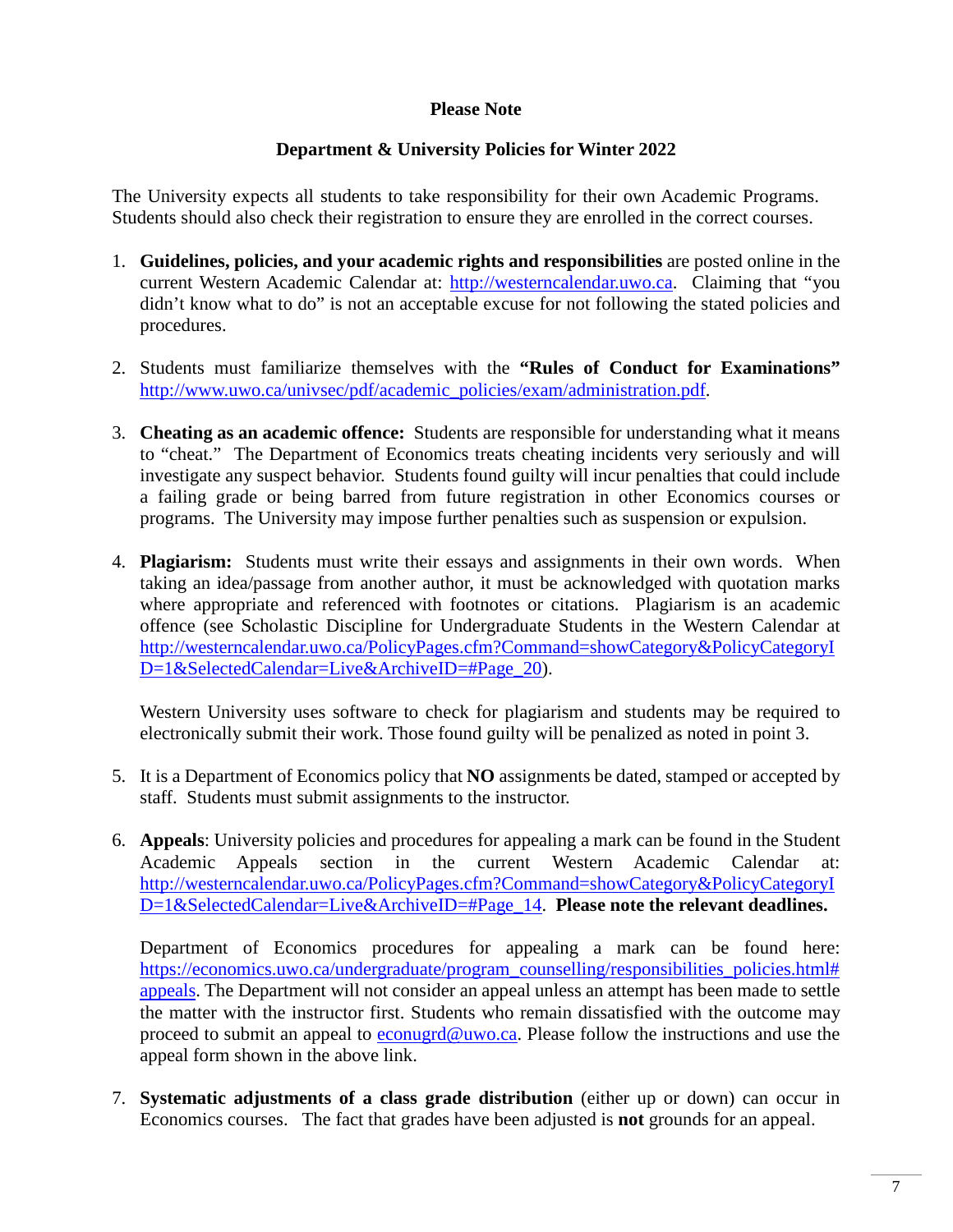**Please Note**

**Department & University Policies for Winter 2022**

The University expects all students to take responsibility for their own Academic Programs. Students should also check their registration to ensure they are enrolled in the correct courses.

1. **Guidelines, policies, and your academic rights and responsibilities** are posted online in the current Western Academic Calendar at: http://westerncalendar.uwo.ca. Claiming that "you didn't know what to do" is not an acceptable excuse for not following the stated policies and procedures.

2. Students must familiarize themselves with the **"Rules of Conduct for Examinations"** http://www.uwo.ca/univsec/pdf/academic_policies/exam/administration.pdf.

3. **Cheating as an academic offence:** Students are responsible for understanding what it means to "cheat." The Department of Economics treats cheating incidents very seriously and will investigate any suspect behavior. Students found guilty will incur penalties that could include a failing grade or being barred from future registration in other Economics courses or programs. The University may impose further penalties such as suspension or expulsion.

4. **Plagiarism:** Students must write their essays and assignments in their own words. When taking an idea/passage from another author, it must be acknowledged with quotation marks where appropriate and referenced with footnotes or citations. Plagiarism is an academic offence (see Scholastic Discipline for Undergraduate Students in the Western Calendar at http://westerncalendar.uwo.ca/PolicyPages.cfm?Command=showCategory&PolicyCategoryID=1&SelectedCalendar=Live&ArchiveID=#Page_20).

   Western University uses software to check for plagiarism and students may be required to electronically submit their work. Those found guilty will be penalized as noted in point 3.

5. It is a Department of Economics policy that **NO** assignments be dated, stamped or accepted by staff. Students must submit assignments to the instructor.

6. **Appeals**: University policies and procedures for appealing a mark can be found in the Student Academic Appeals section in the current Western Academic Calendar at: http://westerncalendar.uwo.ca/PolicyPages.cfm?Command=showCategory&PolicyCategoryID=1&SelectedCalendar=Live&ArchiveID=#Page_14. **Please note the relevant deadlines.**

   Department of Economics procedures for appealing a mark can be found here: https://economics.uwo.ca/undergraduate/program_counselling/responsibilities_policies.html#appeals. The Department will not consider an appeal unless an attempt has been made to settle the matter with the instructor first. Students who remain dissatisfied with the outcome may proceed to submit an appeal to econugrd@uwo.ca. Please follow the instructions and use the appeal form shown in the above link.

7. **Systematic adjustments of a class grade distribution** (either up or down) can occur in Economics courses. The fact that grades have been adjusted is **not** grounds for an appeal.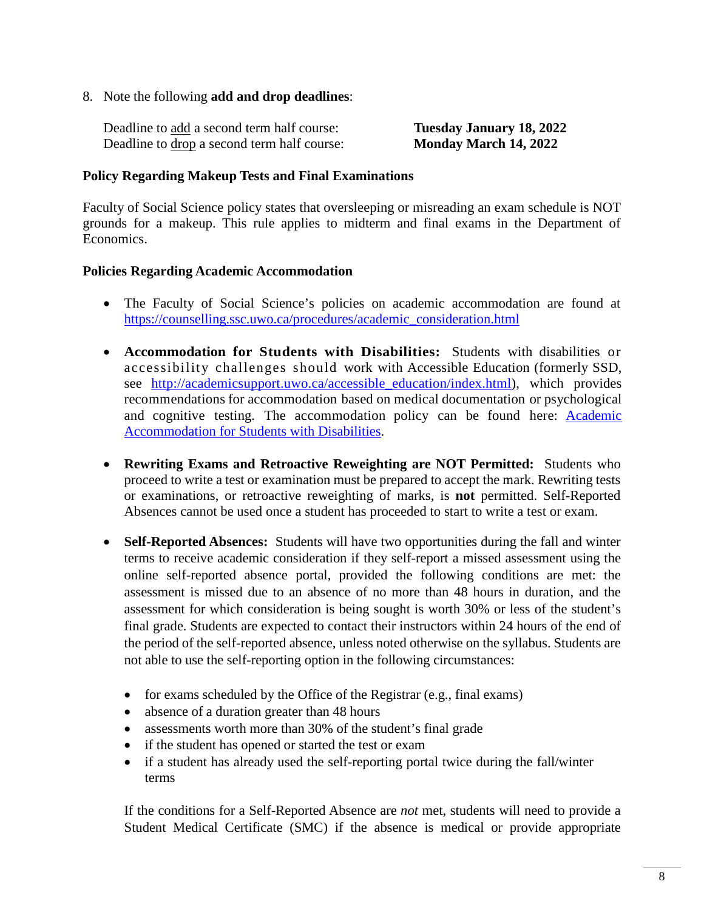8. Note the following **add and drop deadlines**:

   Deadline to <u>add</u> a second term half course: **Tuesday January 18, 2022**
   Deadline to <u>drop</u> a second term half course: **Monday March 14, 2022**

**Policy Regarding Makeup Tests and Final Examinations**

Faculty of Social Science policy states that oversleeping or misreading an exam schedule is NOT grounds for a makeup. This rule applies to midterm and final exams in the Department of Economics.

**Policies Regarding Academic Accommodation**

- The Faculty of Social Science's policies on academic accommodation are found at [https://counselling.ssc.uwo.ca/procedures/academic_consideration.html](https://counselling.ssc.uwo.ca/procedures/academic_consideration.html)

- **Accommodation for Students with Disabilities:** Students with disabilities or accessibility challenges should work with Accessible Education (formerly SSD, see [http://academicsupport.uwo.ca/accessible_education/index.html](http://academicsupport.uwo.ca/accessible_education/index.html)), which provides recommendations for accommodation based on medical documentation or psychological and cognitive testing. The accommodation policy can be found here: [Academic Accommodation for Students with Disabilities](Academic Accommodation for Students with Disabilities).

- **Rewriting Exams and Retroactive Reweighting are NOT Permitted:** Students who proceed to write a test or examination must be prepared to accept the mark. Rewriting tests or examinations, or retroactive reweighting of marks, is **not** permitted. Self-Reported Absences cannot be used once a student has proceeded to start to write a test or exam.

- **Self-Reported Absences:** Students will have two opportunities during the fall and winter terms to receive academic consideration if they self-report a missed assessment using the online self-reported absence portal, provided the following conditions are met: the assessment is missed due to an absence of no more than 48 hours in duration, and the assessment for which consideration is being sought is worth 30% or less of the student's final grade. Students are expected to contact their instructors within 24 hours of the end of the period of the self-reported absence, unless noted otherwise on the syllabus. Students are not able to use the self-reporting option in the following circumstances:

  - for exams scheduled by the Office of the Registrar (e.g., final exams)
  - absence of a duration greater than 48 hours
  - assessments worth more than 30% of the student's final grade
  - if the student has opened or started the test or exam
  - if a student has already used the self-reporting portal twice during the fall/winter terms

  If the conditions for a Self-Reported Absence are *not* met, students will need to provide a Student Medical Certificate (SMC) if the absence is medical or provide appropriate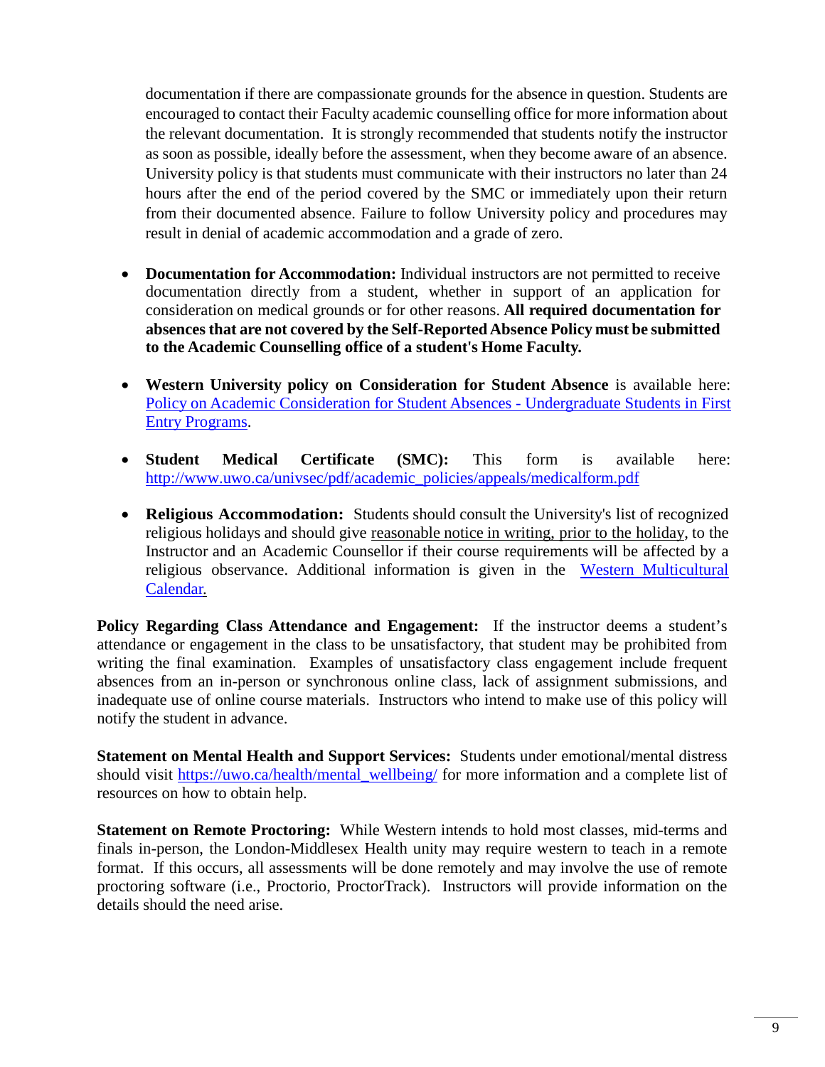documentation if there are compassionate grounds for the absence in question. Students are encouraged to contact their Faculty academic counselling office for more information about the relevant documentation. It is strongly recommended that students notify the instructor as soon as possible, ideally before the assessment, when they become aware of an absence. University policy is that students must communicate with their instructors no later than 24 hours after the end of the period covered by the SMC or immediately upon their return from their documented absence. Failure to follow University policy and procedures may result in denial of academic accommodation and a grade of zero.

- **Documentation for Accommodation:** Individual instructors are not permitted to receive documentation directly from a student, whether in support of an application for consideration on medical grounds or for other reasons. **All required documentation for absences that are not covered by the Self-Reported Absence Policy must be submitted to the Academic Counselling office of a student's Home Faculty.**

- **Western University policy on Consideration for Student Absence** is available here: [Policy on Academic Consideration for Student Absences - Undergraduate Students in First Entry Programs](#).

- **Student Medical Certificate (SMC):** This form is available here: [http://www.uwo.ca/univsec/pdf/academic_policies/appeals/medicalform.pdf](http://www.uwo.ca/univsec/pdf/academic_policies/appeals/medicalform.pdf)

- **Religious Accommodation:** Students should consult the University's list of recognized religious holidays and should give reasonable notice in writing, prior to the holiday, to the Instructor and an Academic Counsellor if their course requirements will be affected by a religious observance. Additional information is given in the [Western Multicultural Calendar.](#)

**Policy Regarding Class Attendance and Engagement:** If the instructor deems a student's attendance or engagement in the class to be unsatisfactory, that student may be prohibited from writing the final examination. Examples of unsatisfactory class engagement include frequent absences from an in-person or synchronous online class, lack of assignment submissions, and inadequate use of online course materials. Instructors who intend to make use of this policy will notify the student in advance.

**Statement on Mental Health and Support Services:** Students under emotional/mental distress should visit [https://uwo.ca/health/mental_wellbeing/](https://uwo.ca/health/mental_wellbeing/) for more information and a complete list of resources on how to obtain help.

**Statement on Remote Proctoring:** While Western intends to hold most classes, mid-terms and finals in-person, the London-Middlesex Health unity may require western to teach in a remote format. If this occurs, all assessments will be done remotely and may involve the use of remote proctoring software (i.e., Proctorio, ProctorTrack). Instructors will provide information on the details should the need arise.